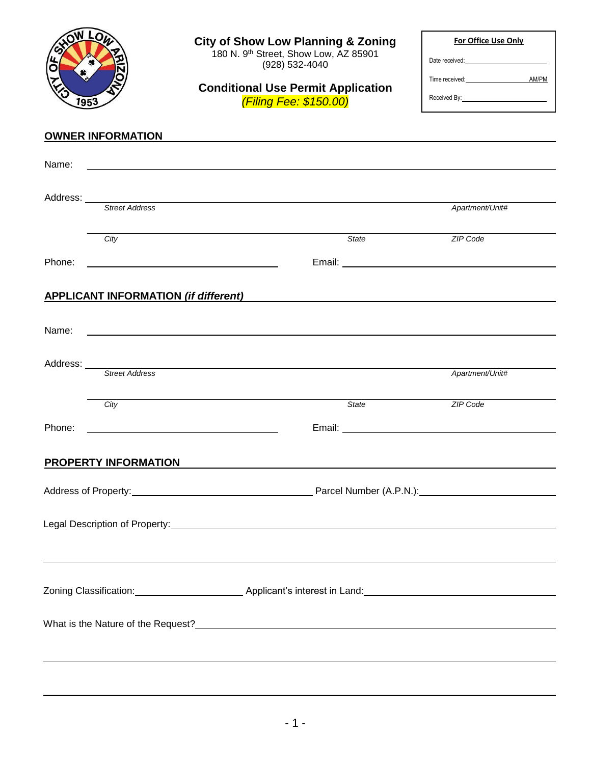# City of Show Low Planning & Zoning

180 N. 9th Street, Show Low, AZ 85901
(928) 532-4040

## Conditional Use Permit Application

*(Filing Fee: $150.00)*

| **For Office Use Only** |
|---|
| Date received: ____________ |
| Time received: ____________ AM/PM |
| Received By: ____________ |

## OWNER INFORMATION

Name: ________________________________________________

Address: ________________________________________________
*Street Address* *Apartment/Unit#*

________________________________________________
*City* *State* *ZIP Code*

Phone: ____________________ Email: ____________________

## APPLICANT INFORMATION *(if different)*

Name: ________________________________________________

Address: ________________________________________________
*Street Address* *Apartment/Unit#*

________________________________________________
*City* *State* *ZIP Code*

Phone: ____________________ Email: ____________________

## PROPERTY INFORMATION

Address of Property: ____________________ Parcel Number (A.P.N.): ____________________

Legal Description of Property: ________________________________________________

________________________________________________

Zoning Classification: ____________________ Applicant's interest in Land: ____________________

What is the Nature of the Request? ________________________________________________

________________________________________________

________________________________________________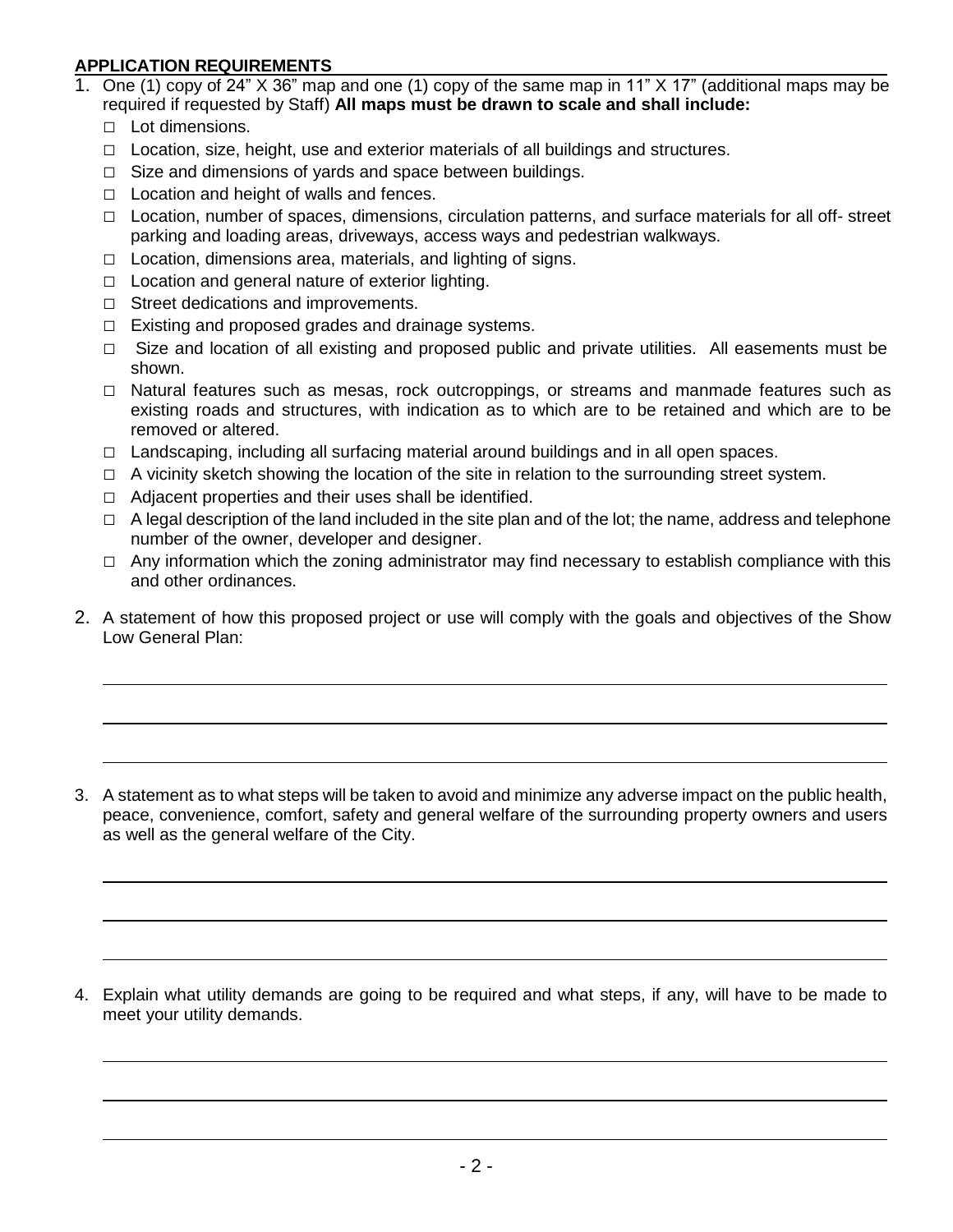## APPLICATION REQUIREMENTS

1. One (1) copy of 24" X 36" map and one (1) copy of the same map in 11" X 17" (additional maps may be required if requested by Staff) **All maps must be drawn to scale and shall include:**
   - □ Lot dimensions.
   - □ Location, size, height, use and exterior materials of all buildings and structures.
   - □ Size and dimensions of yards and space between buildings.
   - □ Location and height of walls and fences.
   - □ Location, number of spaces, dimensions, circulation patterns, and surface materials for all off- street parking and loading areas, driveways, access ways and pedestrian walkways.
   - □ Location, dimensions area, materials, and lighting of signs.
   - □ Location and general nature of exterior lighting.
   - □ Street dedications and improvements.
   - □ Existing and proposed grades and drainage systems.
   - □ Size and location of all existing and proposed public and private utilities. All easements must be shown.
   - □ Natural features such as mesas, rock outcroppings, or streams and manmade features such as existing roads and structures, with indication as to which are to be retained and which are to be removed or altered.
   - □ Landscaping, including all surfacing material around buildings and in all open spaces.
   - □ A vicinity sketch showing the location of the site in relation to the surrounding street system.
   - □ Adjacent properties and their uses shall be identified.
   - □ A legal description of the land included in the site plan and of the lot; the name, address and telephone number of the owner, developer and designer.
   - □ Any information which the zoning administrator may find necessary to establish compliance with this and other ordinances.

2. A statement of how this proposed project or use will comply with the goals and objectives of the Show Low General Plan:

   ______________________________________________________________________

   ______________________________________________________________________

   ______________________________________________________________________

3. A statement as to what steps will be taken to avoid and minimize any adverse impact on the public health, peace, convenience, comfort, safety and general welfare of the surrounding property owners and users as well as the general welfare of the City.

   ______________________________________________________________________

   ______________________________________________________________________

   ______________________________________________________________________

4. Explain what utility demands are going to be required and what steps, if any, will have to be made to meet your utility demands.

   ______________________________________________________________________

   ______________________________________________________________________

   ______________________________________________________________________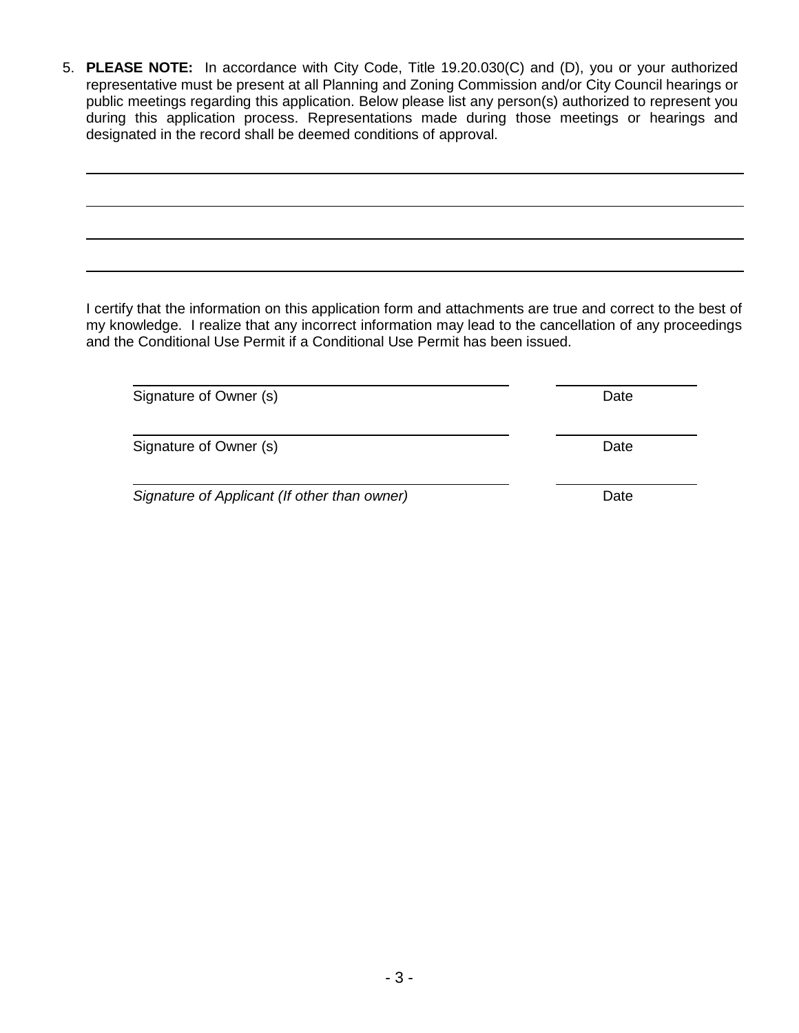5. **PLEASE NOTE:** In accordance with City Code, Title 19.20.030(C) and (D), you or your authorized representative must be present at all Planning and Zoning Commission and/or City Council hearings or public meetings regarding this application. Below please list any person(s) authorized to represent you during this application process. Representations made during those meetings or hearings and designated in the record shall be deemed conditions of approval.

______________________________________________________________________

______________________________________________________________________

______________________________________________________________________

______________________________________________________________________

I certify that the information on this application form and attachments are true and correct to the best of my knowledge. I realize that any incorrect information may lead to the cancellation of any proceedings and the Conditional Use Permit if a Conditional Use Permit has been issued.

| | |
|---|---|
| Signature of Owner (s) | Date |
| Signature of Owner (s) | Date |
| *Signature of Applicant (If other than owner)* | Date |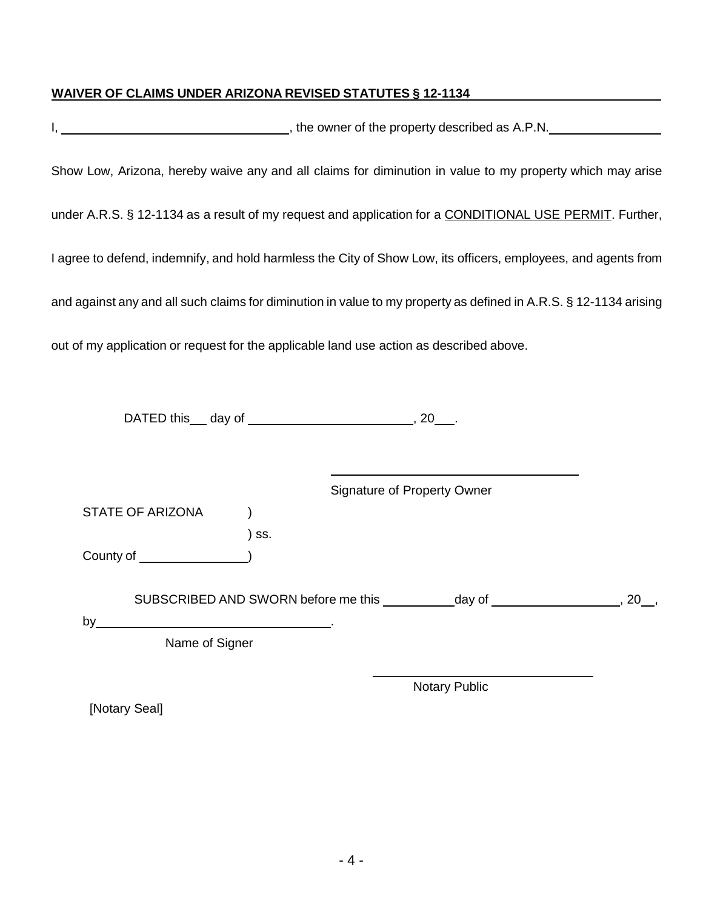**<u>WAIVER OF CLAIMS UNDER ARIZONA REVISED STATUTES § 12-1134</u>**

I, \_\_\_\_\_\_\_\_\_\_\_\_\_\_\_\_\_\_\_\_\_\_\_\_\_\_\_\_\_\_\_\_, the owner of the property described as A.P.N.\_\_\_\_\_\_\_\_\_\_\_\_\_\_\_\_ Show Low, Arizona, hereby waive any and all claims for diminution in value to my property which may arise under A.R.S. § 12-1134 as a result of my request and application for a <u>CONDITIONAL USE PERMIT</u>. Further, I agree to defend, indemnify, and hold harmless the City of Show Low, its officers, employees, and agents from and against any and all such claims for diminution in value to my property as defined in A.R.S. § 12-1134 arising out of my application or request for the applicable land use action as described above.

DATED this\_\_\_ day of \_\_\_\_\_\_\_\_\_\_\_\_\_\_\_\_\_\_\_\_\_\_\_\_, 20\_\_\_.

\_\_\_\_\_\_\_\_\_\_\_\_\_\_\_\_\_\_\_\_\_\_\_\_\_\_\_\_\_\_\_\_\_\_\_\_

Signature of Property Owner

STATE OF ARIZONA )
) ss.
County of \_\_\_\_\_\_\_\_\_\_\_\_\_\_\_\_)

SUBSCRIBED AND SWORN before me this \_\_\_\_\_\_\_\_\_\_day of \_\_\_\_\_\_\_\_\_\_\_\_\_\_\_\_\_\_\_, 20\_\_,

by\_\_\_\_\_\_\_\_\_\_\_\_\_\_\_\_\_\_\_\_\_\_\_\_\_\_\_\_\_\_\_\_\_\_.

Name of Signer

\_\_\_\_\_\_\_\_\_\_\_\_\_\_\_\_\_\_\_\_\_\_\_\_\_\_\_\_\_\_\_\_

Notary Public

[Notary Seal]